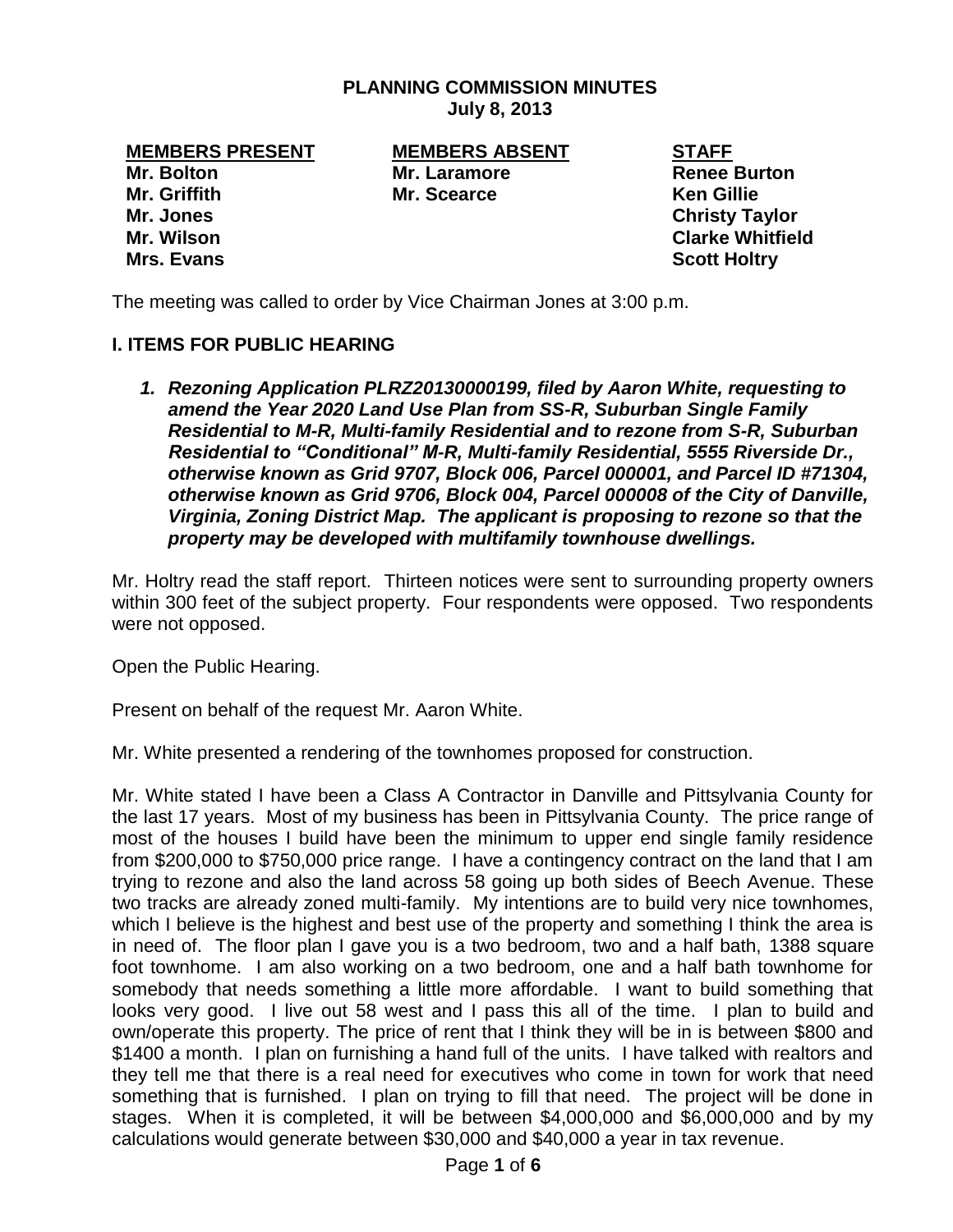**PLANNING COMMISSION MINUTES**
**July 8, 2013**

| MEMBERS PRESENT | MEMBERS ABSENT | STAFF |
|---|---|---|
| Mr. Bolton | Mr. Laramore | Renee Burton |
| Mr. Griffith | Mr. Scearce | Ken Gillie |
| Mr. Jones | | Christy Taylor |
| Mr. Wilson | | Clarke Whitfield |
| Mrs. Evans | | Scott Holtry |

The meeting was called to order by Vice Chairman Jones at 3:00 p.m.

## I. ITEMS FOR PUBLIC HEARING

1. ***Rezoning Application PLRZ20130000199, filed by Aaron White, requesting to amend the Year 2020 Land Use Plan from SS-R, Suburban Single Family Residential to M-R, Multi-family Residential and to rezone from S-R, Suburban Residential to "Conditional" M-R, Multi-family Residential, 5555 Riverside Dr., otherwise known as Grid 9707, Block 006, Parcel 000001, and Parcel ID #71304, otherwise known as Grid 9706, Block 004, Parcel 000008 of the City of Danville, Virginia, Zoning District Map. The applicant is proposing to rezone so that the property may be developed with multifamily townhouse dwellings.***

Mr. Holtry read the staff report. Thirteen notices were sent to surrounding property owners within 300 feet of the subject property. Four respondents were opposed. Two respondents were not opposed.

Open the Public Hearing.

Present on behalf of the request Mr. Aaron White.

Mr. White presented a rendering of the townhomes proposed for construction.

Mr. White stated I have been a Class A Contractor in Danville and Pittsylvania County for the last 17 years. Most of my business has been in Pittsylvania County. The price range of most of the houses I build have been the minimum to upper end single family residence from $200,000 to $750,000 price range. I have a contingency contract on the land that I am trying to rezone and also the land across 58 going up both sides of Beech Avenue. These two tracks are already zoned multi-family. My intentions are to build very nice townhomes, which I believe is the highest and best use of the property and something I think the area is in need of. The floor plan I gave you is a two bedroom, two and a half bath, 1388 square foot townhome. I am also working on a two bedroom, one and a half bath townhome for somebody that needs something a little more affordable. I want to build something that looks very good. I live out 58 west and I pass this all of the time. I plan to build and own/operate this property. The price of rent that I think they will be in is between $800 and $1400 a month. I plan on furnishing a hand full of the units. I have talked with realtors and they tell me that there is a real need for executives who come in town for work that need something that is furnished. I plan on trying to fill that need. The project will be done in stages. When it is completed, it will be between $4,000,000 and $6,000,000 and by my calculations would generate between $30,000 and $40,000 a year in tax revenue.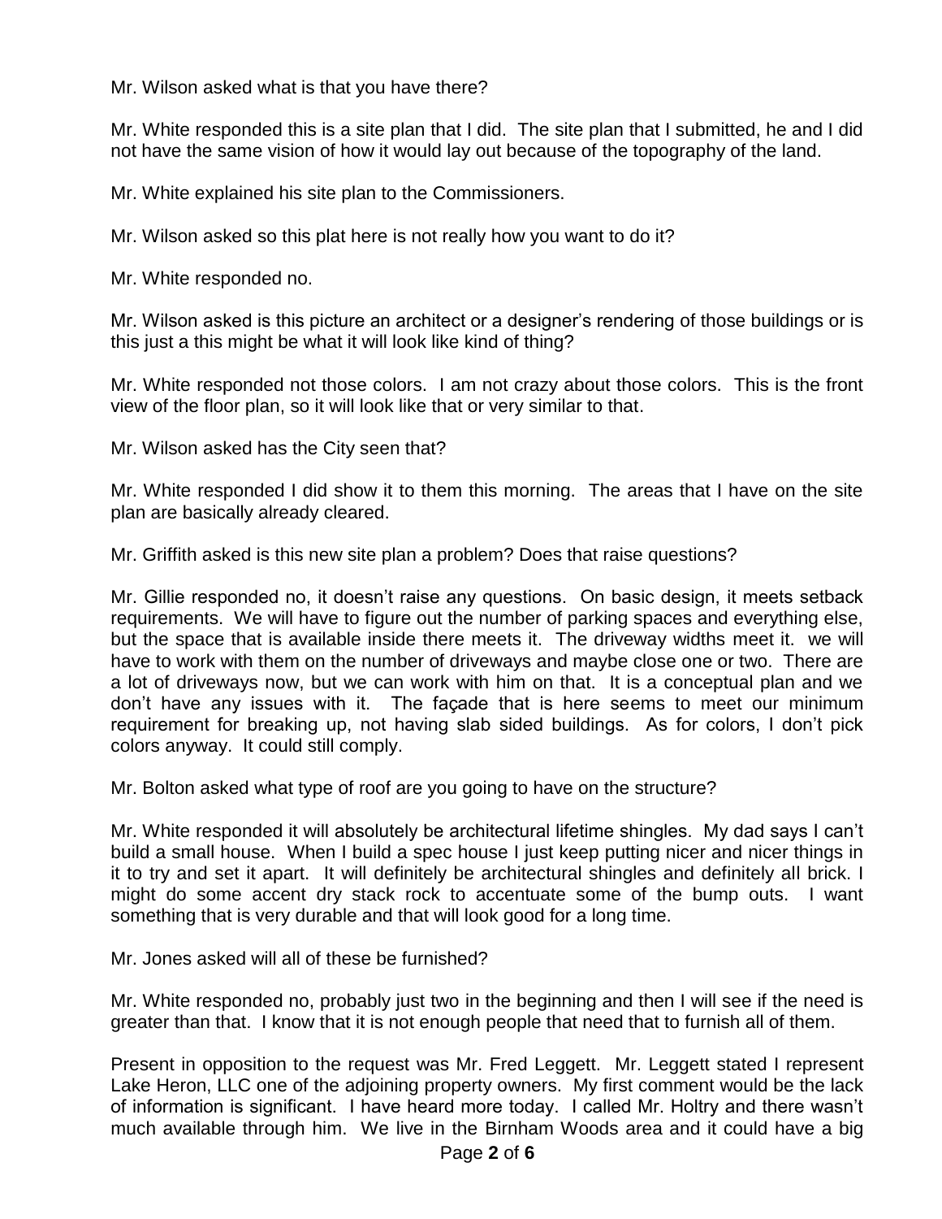Mr. Wilson asked what is that you have there?

Mr. White responded this is a site plan that I did. The site plan that I submitted, he and I did not have the same vision of how it would lay out because of the topography of the land.

Mr. White explained his site plan to the Commissioners.

Mr. Wilson asked so this plat here is not really how you want to do it?

Mr. White responded no.

Mr. Wilson asked is this picture an architect or a designer's rendering of those buildings or is this just a this might be what it will look like kind of thing?

Mr. White responded not those colors. I am not crazy about those colors. This is the front view of the floor plan, so it will look like that or very similar to that.

Mr. Wilson asked has the City seen that?

Mr. White responded I did show it to them this morning. The areas that I have on the site plan are basically already cleared.

Mr. Griffith asked is this new site plan a problem? Does that raise questions?

Mr. Gillie responded no, it doesn't raise any questions. On basic design, it meets setback requirements. We will have to figure out the number of parking spaces and everything else, but the space that is available inside there meets it. The driveway widths meet it. we will have to work with them on the number of driveways and maybe close one or two. There are a lot of driveways now, but we can work with him on that. It is a conceptual plan and we don't have any issues with it. The façade that is here seems to meet our minimum requirement for breaking up, not having slab sided buildings. As for colors, I don't pick colors anyway. It could still comply.

Mr. Bolton asked what type of roof are you going to have on the structure?

Mr. White responded it will absolutely be architectural lifetime shingles. My dad says I can't build a small house. When I build a spec house I just keep putting nicer and nicer things in it to try and set it apart. It will definitely be architectural shingles and definitely all brick. I might do some accent dry stack rock to accentuate some of the bump outs. I want something that is very durable and that will look good for a long time.

Mr. Jones asked will all of these be furnished?

Mr. White responded no, probably just two in the beginning and then I will see if the need is greater than that. I know that it is not enough people that need that to furnish all of them.

Present in opposition to the request was Mr. Fred Leggett. Mr. Leggett stated I represent Lake Heron, LLC one of the adjoining property owners. My first comment would be the lack of information is significant. I have heard more today. I called Mr. Holtry and there wasn't much available through him. We live in the Birnham Woods area and it could have a big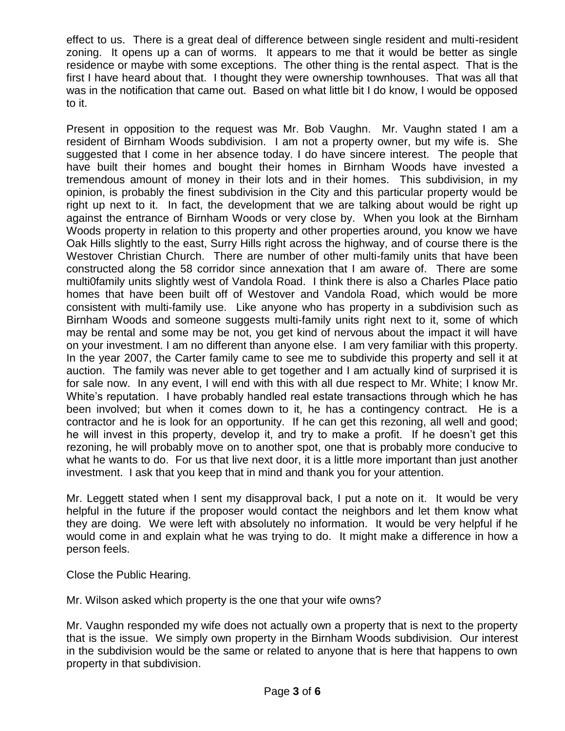effect to us. There is a great deal of difference between single resident and multi-resident zoning. It opens up a can of worms. It appears to me that it would be better as single residence or maybe with some exceptions. The other thing is the rental aspect. That is the first I have heard about that. I thought they were ownership townhouses. That was all that was in the notification that came out. Based on what little bit I do know, I would be opposed to it.

Present in opposition to the request was Mr. Bob Vaughn. Mr. Vaughn stated I am a resident of Birnham Woods subdivision. I am not a property owner, but my wife is. She suggested that I come in her absence today. I do have sincere interest. The people that have built their homes and bought their homes in Birnham Woods have invested a tremendous amount of money in their lots and in their homes. This subdivision, in my opinion, is probably the finest subdivision in the City and this particular property would be right up next to it. In fact, the development that we are talking about would be right up against the entrance of Birnham Woods or very close by. When you look at the Birnham Woods property in relation to this property and other properties around, you know we have Oak Hills slightly to the east, Surry Hills right across the highway, and of course there is the Westover Christian Church. There are number of other multi-family units that have been constructed along the 58 corridor since annexation that I am aware of. There are some multi0family units slightly west of Vandola Road. I think there is also a Charles Place patio homes that have been built off of Westover and Vandola Road, which would be more consistent with multi-family use. Like anyone who has property in a subdivision such as Birnham Woods and someone suggests multi-family units right next to it, some of which may be rental and some may be not, you get kind of nervous about the impact it will have on your investment. I am no different than anyone else. I am very familiar with this property. In the year 2007, the Carter family came to see me to subdivide this property and sell it at auction. The family was never able to get together and I am actually kind of surprised it is for sale now. In any event, I will end with this with all due respect to Mr. White; I know Mr. White's reputation. I have probably handled real estate transactions through which he has been involved; but when it comes down to it, he has a contingency contract. He is a contractor and he is look for an opportunity. If he can get this rezoning, all well and good; he will invest in this property, develop it, and try to make a profit. If he doesn't get this rezoning, he will probably move on to another spot, one that is probably more conducive to what he wants to do. For us that live next door, it is a little more important than just another investment. I ask that you keep that in mind and thank you for your attention.

Mr. Leggett stated when I sent my disapproval back, I put a note on it. It would be very helpful in the future if the proposer would contact the neighbors and let them know what they are doing. We were left with absolutely no information. It would be very helpful if he would come in and explain what he was trying to do. It might make a difference in how a person feels.

Close the Public Hearing.

Mr. Wilson asked which property is the one that your wife owns?

Mr. Vaughn responded my wife does not actually own a property that is next to the property that is the issue. We simply own property in the Birnham Woods subdivision. Our interest in the subdivision would be the same or related to anyone that is here that happens to own property in that subdivision.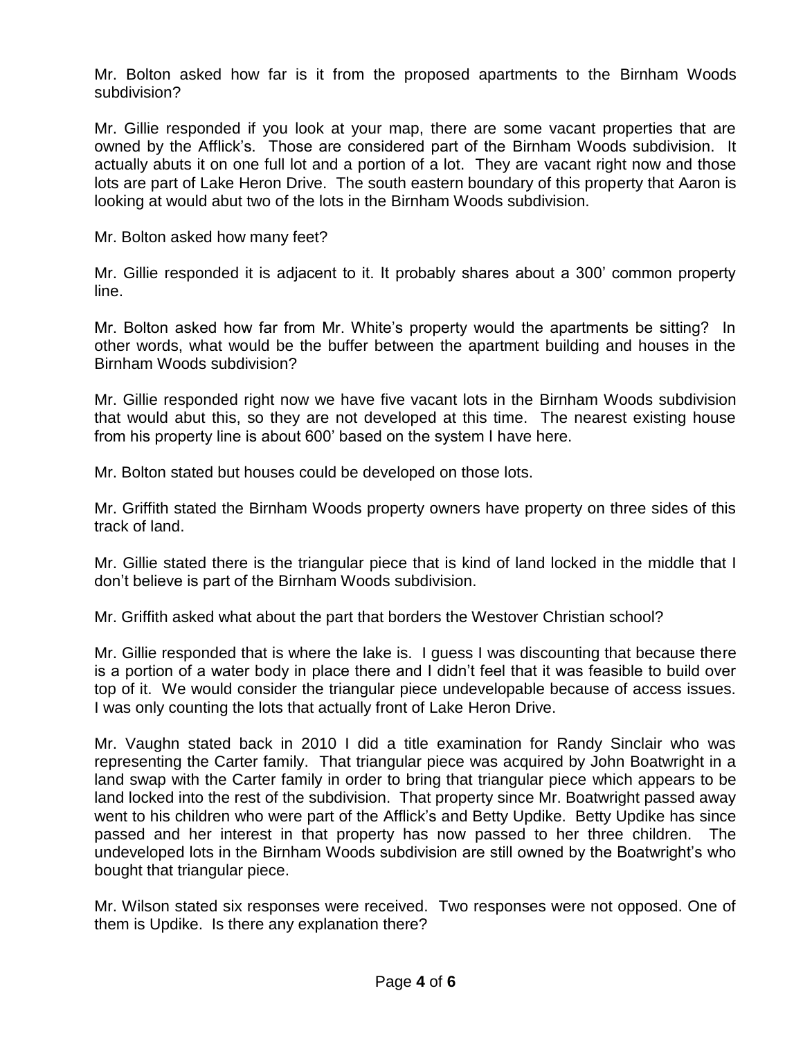Mr. Bolton asked how far is it from the proposed apartments to the Birnham Woods subdivision?

Mr. Gillie responded if you look at your map, there are some vacant properties that are owned by the Afflick's. Those are considered part of the Birnham Woods subdivision. It actually abuts it on one full lot and a portion of a lot. They are vacant right now and those lots are part of Lake Heron Drive. The south eastern boundary of this property that Aaron is looking at would abut two of the lots in the Birnham Woods subdivision.

Mr. Bolton asked how many feet?

Mr. Gillie responded it is adjacent to it. It probably shares about a 300' common property line.

Mr. Bolton asked how far from Mr. White's property would the apartments be sitting? In other words, what would be the buffer between the apartment building and houses in the Birnham Woods subdivision?

Mr. Gillie responded right now we have five vacant lots in the Birnham Woods subdivision that would abut this, so they are not developed at this time. The nearest existing house from his property line is about 600' based on the system I have here.

Mr. Bolton stated but houses could be developed on those lots.

Mr. Griffith stated the Birnham Woods property owners have property on three sides of this track of land.

Mr. Gillie stated there is the triangular piece that is kind of land locked in the middle that I don't believe is part of the Birnham Woods subdivision.

Mr. Griffith asked what about the part that borders the Westover Christian school?

Mr. Gillie responded that is where the lake is. I guess I was discounting that because there is a portion of a water body in place there and I didn't feel that it was feasible to build over top of it. We would consider the triangular piece undevelopable because of access issues. I was only counting the lots that actually front of Lake Heron Drive.

Mr. Vaughn stated back in 2010 I did a title examination for Randy Sinclair who was representing the Carter family. That triangular piece was acquired by John Boatwright in a land swap with the Carter family in order to bring that triangular piece which appears to be land locked into the rest of the subdivision. That property since Mr. Boatwright passed away went to his children who were part of the Afflick's and Betty Updike. Betty Updike has since passed and her interest in that property has now passed to her three children. The undeveloped lots in the Birnham Woods subdivision are still owned by the Boatwright's who bought that triangular piece.

Mr. Wilson stated six responses were received. Two responses were not opposed. One of them is Updike. Is there any explanation there?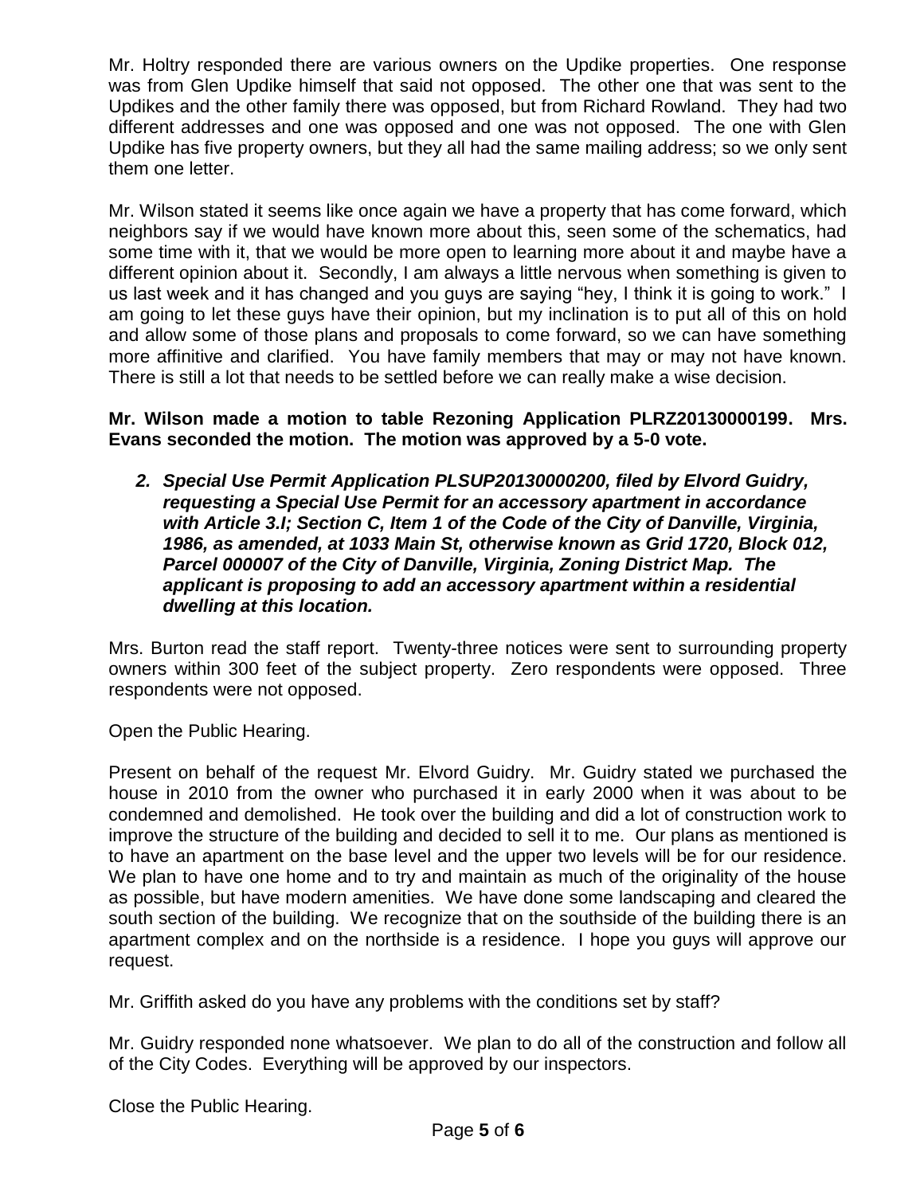Mr. Holtry responded there are various owners on the Updike properties. One response was from Glen Updike himself that said not opposed. The other one that was sent to the Updikes and the other family there was opposed, but from Richard Rowland. They had two different addresses and one was opposed and one was not opposed. The one with Glen Updike has five property owners, but they all had the same mailing address; so we only sent them one letter.

Mr. Wilson stated it seems like once again we have a property that has come forward, which neighbors say if we would have known more about this, seen some of the schematics, had some time with it, that we would be more open to learning more about it and maybe have a different opinion about it. Secondly, I am always a little nervous when something is given to us last week and it has changed and you guys are saying "hey, I think it is going to work." I am going to let these guys have their opinion, but my inclination is to put all of this on hold and allow some of those plans and proposals to come forward, so we can have something more affinitive and clarified. You have family members that may or may not have known. There is still a lot that needs to be settled before we can really make a wise decision.

**Mr. Wilson made a motion to table Rezoning Application PLRZ20130000199. Mrs. Evans seconded the motion. The motion was approved by a 5-0 vote.**

2. ***Special Use Permit Application PLSUP20130000200, filed by Elvord Guidry, requesting a Special Use Permit for an accessory apartment in accordance with Article 3.I; Section C, Item 1 of the Code of the City of Danville, Virginia, 1986, as amended, at 1033 Main St, otherwise known as Grid 1720, Block 012, Parcel 000007 of the City of Danville, Virginia, Zoning District Map. The applicant is proposing to add an accessory apartment within a residential dwelling at this location.***

Mrs. Burton read the staff report. Twenty-three notices were sent to surrounding property owners within 300 feet of the subject property. Zero respondents were opposed. Three respondents were not opposed.

Open the Public Hearing.

Present on behalf of the request Mr. Elvord Guidry. Mr. Guidry stated we purchased the house in 2010 from the owner who purchased it in early 2000 when it was about to be condemned and demolished. He took over the building and did a lot of construction work to improve the structure of the building and decided to sell it to me. Our plans as mentioned is to have an apartment on the base level and the upper two levels will be for our residence. We plan to have one home and to try and maintain as much of the originality of the house as possible, but have modern amenities. We have done some landscaping and cleared the south section of the building. We recognize that on the southside of the building there is an apartment complex and on the northside is a residence. I hope you guys will approve our request.

Mr. Griffith asked do you have any problems with the conditions set by staff?

Mr. Guidry responded none whatsoever. We plan to do all of the construction and follow all of the City Codes. Everything will be approved by our inspectors.

Close the Public Hearing.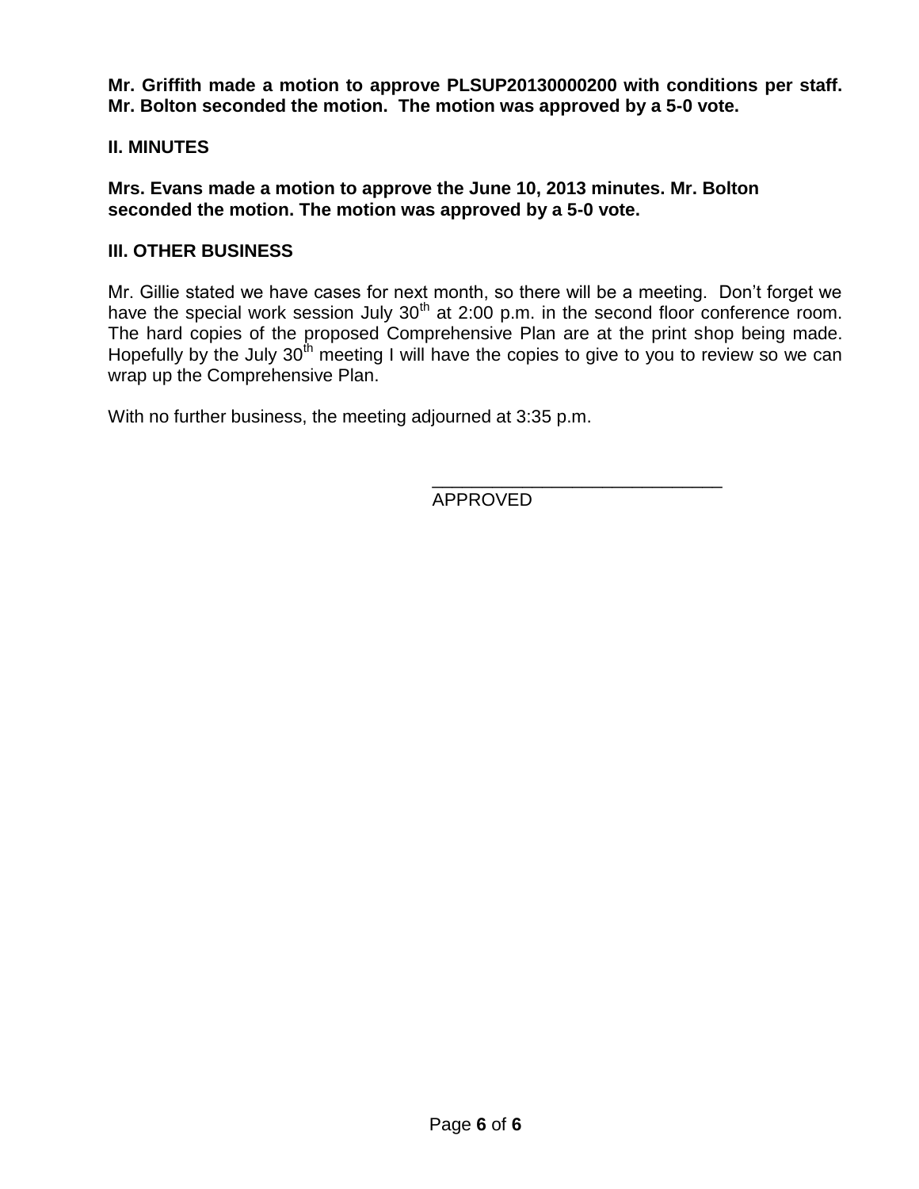**Mr. Griffith made a motion to approve PLSUP20130000200 with conditions per staff. Mr. Bolton seconded the motion. The motion was approved by a 5-0 vote.**

## II. MINUTES

**Mrs. Evans made a motion to approve the June 10, 2013 minutes. Mr. Bolton seconded the motion. The motion was approved by a 5-0 vote.**

## III. OTHER BUSINESS

Mr. Gillie stated we have cases for next month, so there will be a meeting. Don't forget we have the special work session July 30th at 2:00 p.m. in the second floor conference room. The hard copies of the proposed Comprehensive Plan are at the print shop being made. Hopefully by the July 30th meeting I will have the copies to give to you to review so we can wrap up the Comprehensive Plan.

With no further business, the meeting adjourned at 3:35 p.m.

______________________________
APPROVED